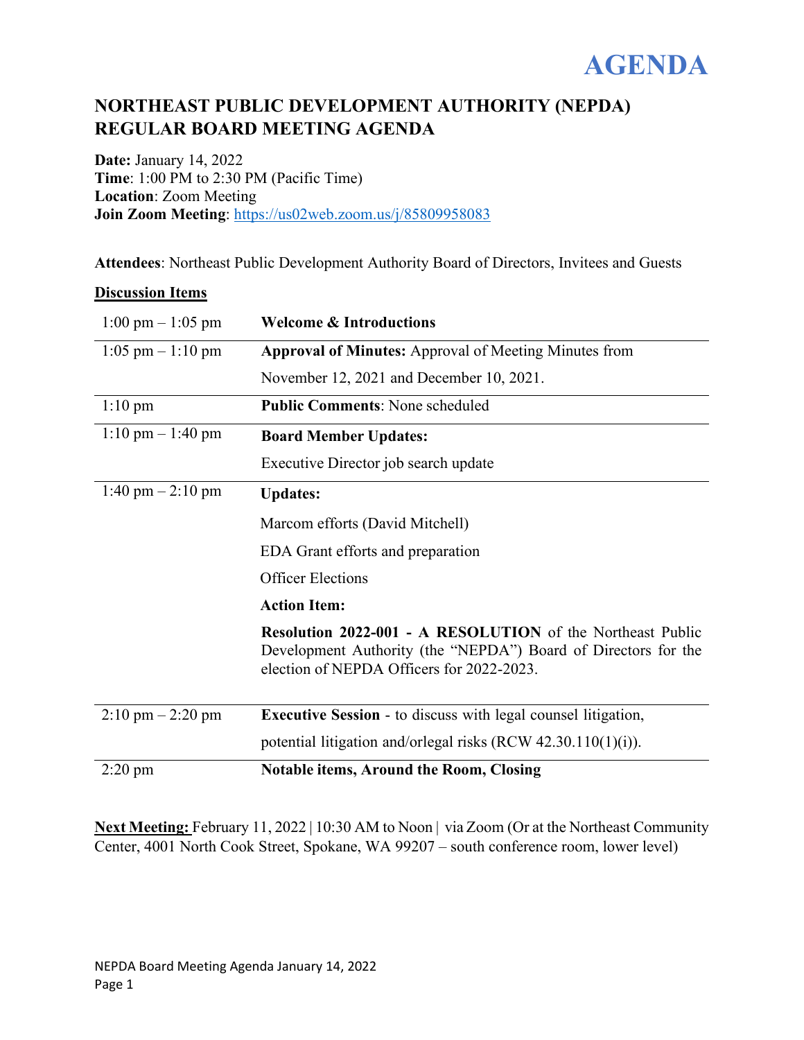# AGENDA

## NORTHEAST PUBLIC DEVELOPMENT AUTHORITY (NEPDA) REGULAR BOARD MEETING AGENDA

**Date:** January 14, 2022
**Time**: 1:00 PM to 2:30 PM (Pacific Time)
**Location**: Zoom Meeting
**Join Zoom Meeting**: https://us02web.zoom.us/j/85809958083

**Attendees**: Northeast Public Development Authority Board of Directors, Invitees and Guests

**Discussion Items**

| | |
|---|---|
| 1:00 pm – 1:05 pm | **Welcome & Introductions** |
| 1:05 pm – 1:10 pm | **Approval of Minutes:** Approval of Meeting Minutes from November 12, 2021 and December 10, 2021. |
| 1:10 pm | **Public Comments**: None scheduled |
| 1:10 pm – 1:40 pm | **Board Member Updates:**<br>Executive Director job search update |
| 1:40 pm – 2:10 pm | **Updates:**<br>Marcom efforts (David Mitchell)<br>EDA Grant efforts and preparation<br>Officer Elections<br>**Action Item:**<br>**Resolution 2022-001 - A RESOLUTION** of the Northeast Public Development Authority (the "NEPDA") Board of Directors for the election of NEPDA Officers for 2022-2023. |
| 2:10 pm – 2:20 pm | **Executive Session** - to discuss with legal counsel litigation, potential litigation and/orlegal risks (RCW 42.30.110(1)(i)). |
| 2:20 pm | **Notable items, Around the Room, Closing** |

**Next Meeting:** February 11, 2022 | 10:30 AM to Noon | via Zoom (Or at the Northeast Community Center, 4001 North Cook Street, Spokane, WA 99207 – south conference room, lower level)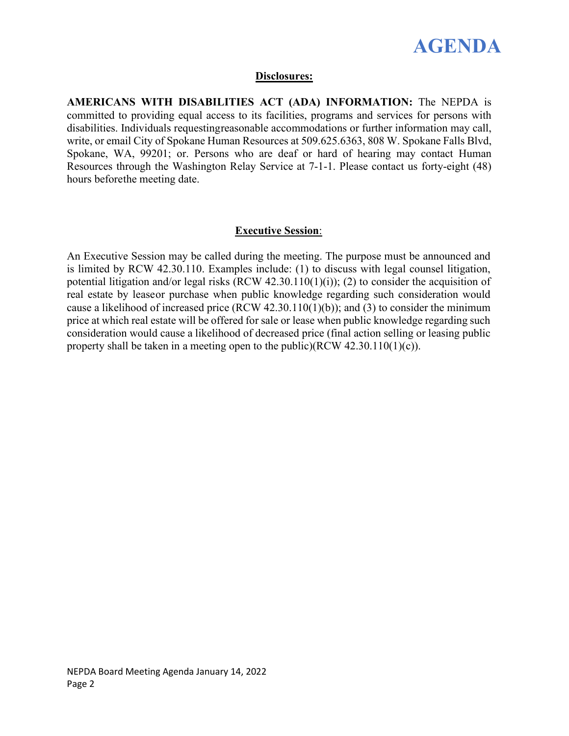# AGENDA

**Disclosures:**

**AMERICANS WITH DISABILITIES ACT (ADA) INFORMATION:** The NEPDA is committed to providing equal access to its facilities, programs and services for persons with disabilities. Individuals requestingreasonable accommodations or further information may call, write, or email City of Spokane Human Resources at 509.625.6363, 808 W. Spokane Falls Blvd, Spokane, WA, 99201; or. Persons who are deaf or hard of hearing may contact Human Resources through the Washington Relay Service at 7-1-1. Please contact us forty-eight (48) hours beforethe meeting date.

**Executive Session**:

An Executive Session may be called during the meeting. The purpose must be announced and is limited by RCW 42.30.110. Examples include: (1) to discuss with legal counsel litigation, potential litigation and/or legal risks (RCW 42.30.110(1)(i)); (2) to consider the acquisition of real estate by leaseor purchase when public knowledge regarding such consideration would cause a likelihood of increased price (RCW 42.30.110(1)(b)); and (3) to consider the minimum price at which real estate will be offered for sale or lease when public knowledge regarding such consideration would cause a likelihood of decreased price (final action selling or leasing public property shall be taken in a meeting open to the public)(RCW 42.30.110(1)(c)).